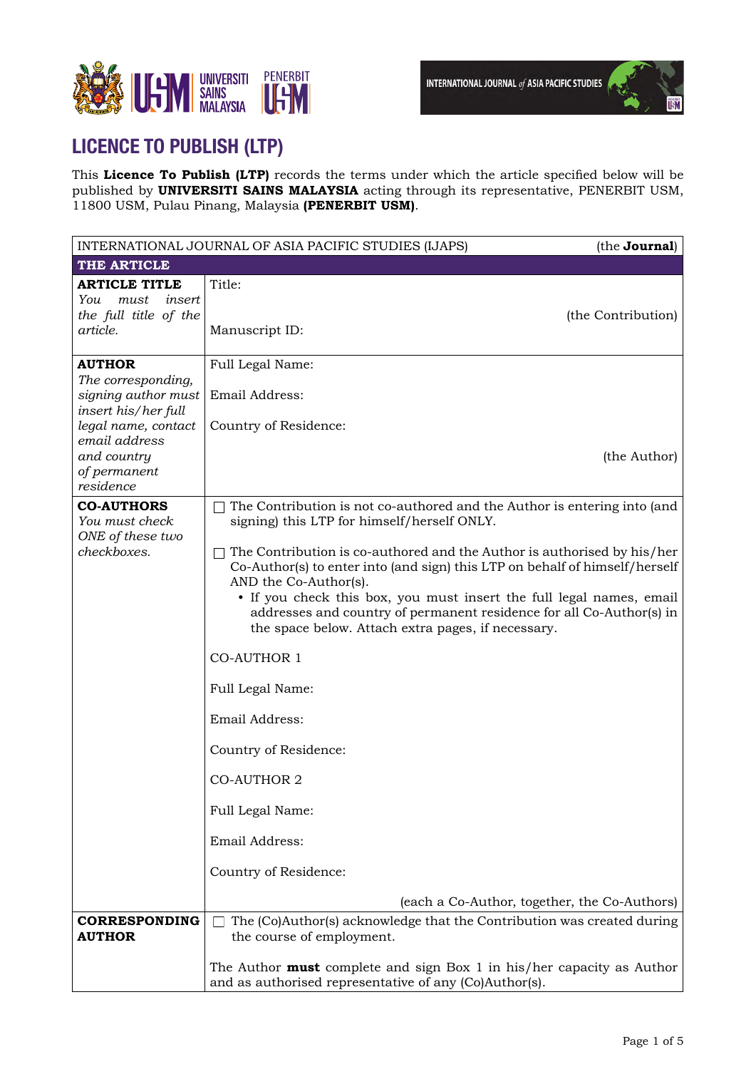# LICENCE TO PUBLISH (LTP)

This **Licence To Publish (LTP)** records the terms under which the article specified below will be published by **UNIVERSITI SAINS MALAYSIA** acting through its representative, PENERBIT USM, 11800 USM, Pulau Pinang, Malaysia **(PENERBIT USM)**.

| INTERNATIONAL JOURNAL OF ASIA PACIFIC STUDIES (IJAPS) | (the **Journal**) |
|---|---|
| **THE ARTICLE** | |
| **ARTICLE TITLE** *You must insert the full title of the article.* | Title: (the Contribution) Manuscript ID: |
| **AUTHOR** *The corresponding, signing author must insert his/her full legal name, contact email address and country of permanent residence* | Full Legal Name: <br> Email Address: <br> Country of Residence: <br> (the Author) |
| **CO-AUTHORS** *You must check ONE of these two checkboxes.* | ☐ The Contribution is not co-authored and the Author is entering into (and signing) this LTP for himself/herself ONLY. <br> ☐ The Contribution is co-authored and the Author is authorised by his/her Co-Author(s) to enter into (and sign) this LTP on behalf of himself/herself AND the Co-Author(s). <br> • If you check this box, you must insert the full legal names, email addresses and country of permanent residence for all Co-Author(s) in the space below. Attach extra pages, if necessary. <br> CO-AUTHOR 1 <br> Full Legal Name: <br> Email Address: <br> Country of Residence: <br> CO-AUTHOR 2 <br> Full Legal Name: <br> Email Address: <br> Country of Residence: <br> (each a Co-Author, together, the Co-Authors) |
| **CORRESPONDING AUTHOR** | ☐ The (Co)Author(s) acknowledge that the Contribution was created during the course of employment. <br> The Author **must** complete and sign Box 1 in his/her capacity as Author and as authorised representative of any (Co)Author(s). |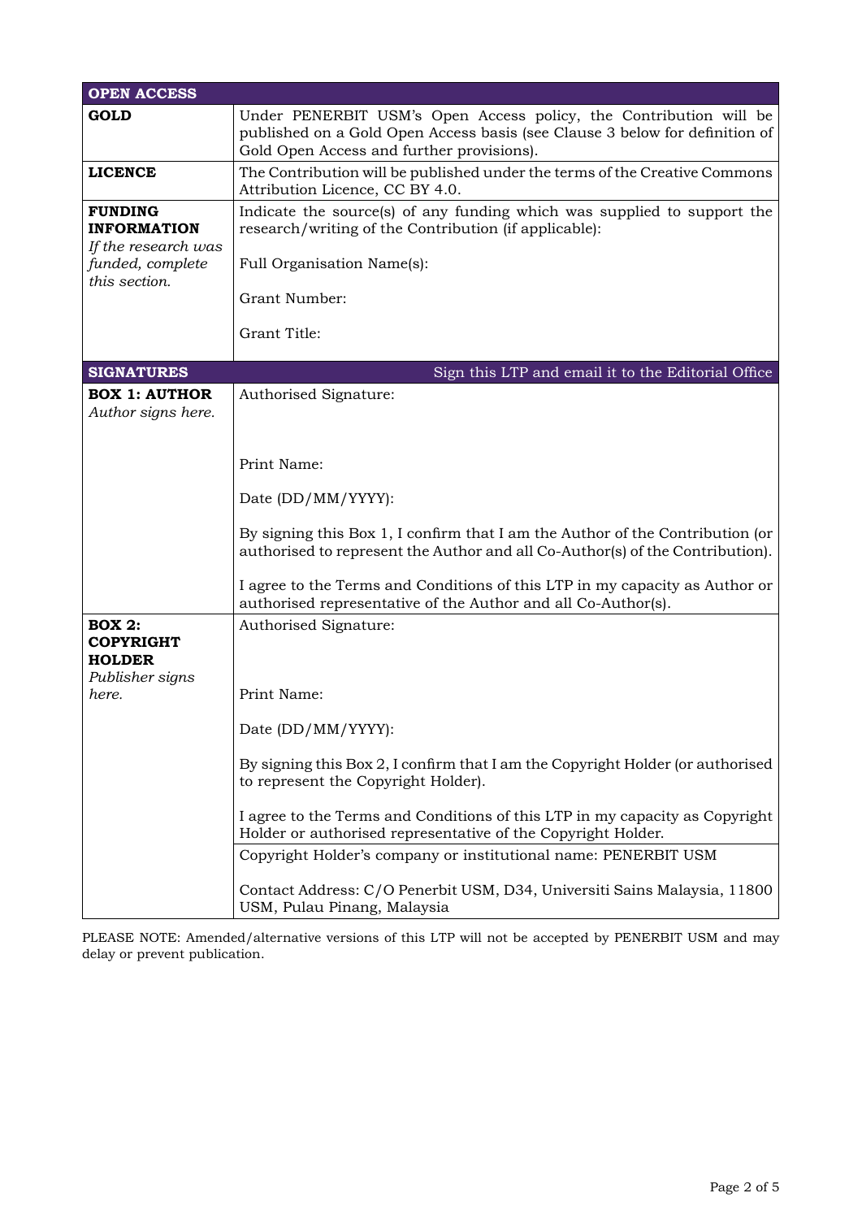| OPEN ACCESS | |
|---|---|
| **GOLD** | Under PENERBIT USM's Open Access policy, the Contribution will be published on a Gold Open Access basis (see Clause 3 below for definition of Gold Open Access and further provisions). |
| **LICENCE** | The Contribution will be published under the terms of the Creative Commons Attribution Licence, CC BY 4.0. |
| **FUNDING INFORMATION** *If the research was funded, complete this section.* | Indicate the source(s) of any funding which was supplied to support the research/writing of the Contribution (if applicable):<br><br>Full Organisation Name(s):<br><br>Grant Number:<br><br>Grant Title: |

| SIGNATURES | Sign this LTP and email it to the Editorial Office |
|---|---|
| **BOX 1: AUTHOR** *Author signs here.* | Authorised Signature:<br><br>Print Name:<br><br>Date (DD/MM/YYYY):<br><br>By signing this Box 1, I confirm that I am the Author of the Contribution (or authorised to represent the Author and all Co-Author(s) of the Contribution).<br><br>I agree to the Terms and Conditions of this LTP in my capacity as Author or authorised representative of the Author and all Co-Author(s). |
| **BOX 2: COPYRIGHT HOLDER** *Publisher signs here.* | Authorised Signature:<br><br>Print Name:<br><br>Date (DD/MM/YYYY):<br><br>By signing this Box 2, I confirm that I am the Copyright Holder (or authorised to represent the Copyright Holder).<br><br>I agree to the Terms and Conditions of this LTP in my capacity as Copyright Holder or authorised representative of the Copyright Holder. |
| | Copyright Holder's company or institutional name: PENERBIT USM<br><br>Contact Address: C/O Penerbit USM, D34, Universiti Sains Malaysia, 11800 USM, Pulau Pinang, Malaysia |

PLEASE NOTE: Amended/alternative versions of this LTP will not be accepted by PENERBIT USM and may delay or prevent publication.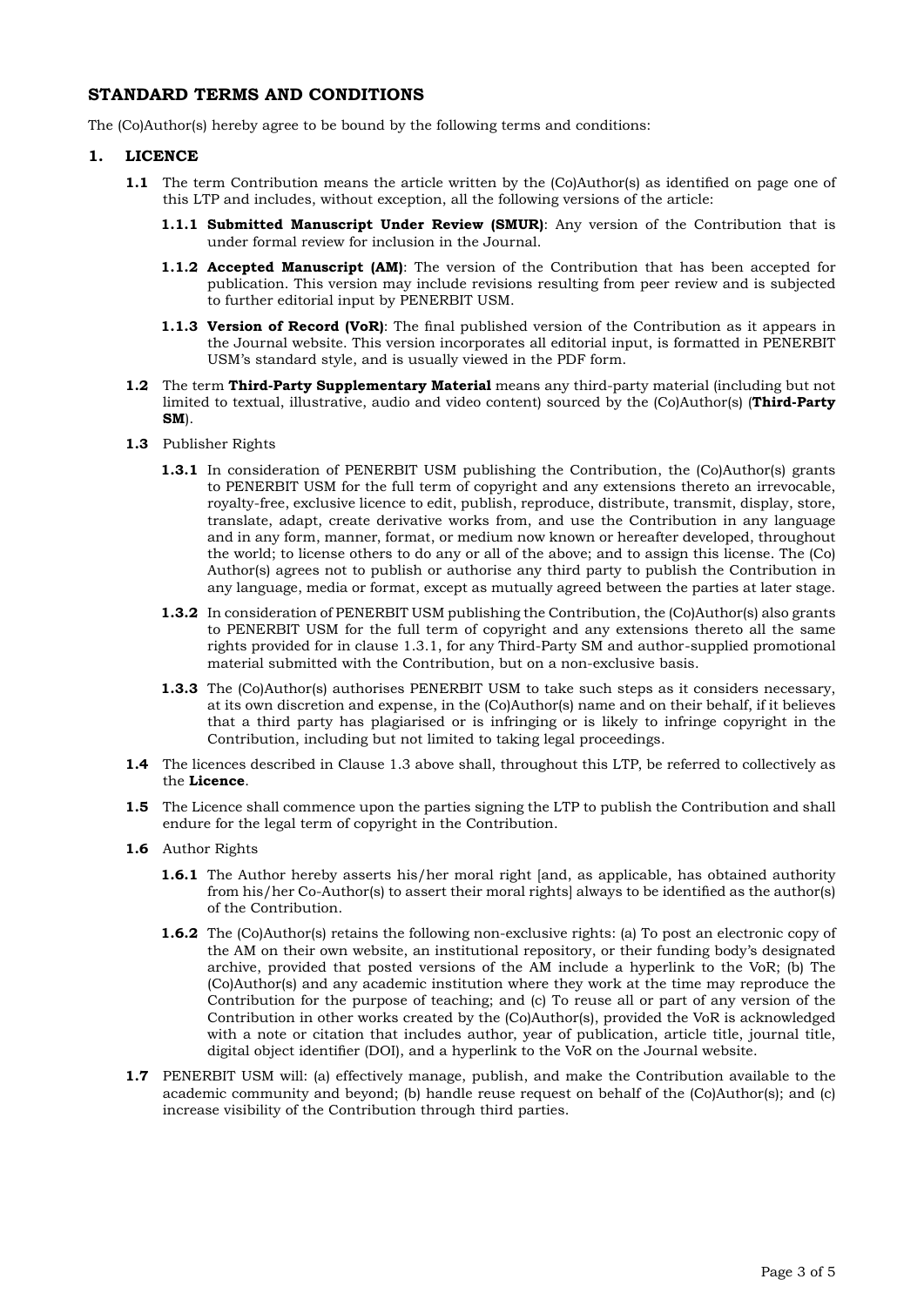## STANDARD TERMS AND CONDITIONS

The (Co)Author(s) hereby agree to be bound by the following terms and conditions:

### 1. LICENCE

**1.1** The term Contribution means the article written by the (Co)Author(s) as identified on page one of this LTP and includes, without exception, all the following versions of the article:

**1.1.1 Submitted Manuscript Under Review (SMUR)**: Any version of the Contribution that is under formal review for inclusion in the Journal.

**1.1.2 Accepted Manuscript (AM)**: The version of the Contribution that has been accepted for publication. This version may include revisions resulting from peer review and is subjected to further editorial input by PENERBIT USM.

**1.1.3 Version of Record (VoR)**: The final published version of the Contribution as it appears in the Journal website. This version incorporates all editorial input, is formatted in PENERBIT USM's standard style, and is usually viewed in the PDF form.

**1.2** The term **Third-Party Supplementary Material** means any third-party material (including but not limited to textual, illustrative, audio and video content) sourced by the (Co)Author(s) (**Third-Party SM**).

**1.3** Publisher Rights

**1.3.1** In consideration of PENERBIT USM publishing the Contribution, the (Co)Author(s) grants to PENERBIT USM for the full term of copyright and any extensions thereto an irrevocable, royalty-free, exclusive licence to edit, publish, reproduce, distribute, transmit, display, store, translate, adapt, create derivative works from, and use the Contribution in any language and in any form, manner, format, or medium now known or hereafter developed, throughout the world; to license others to do any or all of the above; and to assign this license. The (Co) Author(s) agrees not to publish or authorise any third party to publish the Contribution in any language, media or format, except as mutually agreed between the parties at later stage.

**1.3.2** In consideration of PENERBIT USM publishing the Contribution, the (Co)Author(s) also grants to PENERBIT USM for the full term of copyright and any extensions thereto all the same rights provided for in clause 1.3.1, for any Third-Party SM and author-supplied promotional material submitted with the Contribution, but on a non-exclusive basis.

**1.3.3** The (Co)Author(s) authorises PENERBIT USM to take such steps as it considers necessary, at its own discretion and expense, in the (Co)Author(s) name and on their behalf, if it believes that a third party has plagiarised or is infringing or is likely to infringe copyright in the Contribution, including but not limited to taking legal proceedings.

**1.4** The licences described in Clause 1.3 above shall, throughout this LTP, be referred to collectively as the **Licence**.

**1.5** The Licence shall commence upon the parties signing the LTP to publish the Contribution and shall endure for the legal term of copyright in the Contribution.

**1.6** Author Rights

**1.6.1** The Author hereby asserts his/her moral right [and, as applicable, has obtained authority from his/her Co-Author(s) to assert their moral rights] always to be identified as the author(s) of the Contribution.

**1.6.2** The (Co)Author(s) retains the following non-exclusive rights: (a) To post an electronic copy of the AM on their own website, an institutional repository, or their funding body's designated archive, provided that posted versions of the AM include a hyperlink to the VoR; (b) The (Co)Author(s) and any academic institution where they work at the time may reproduce the Contribution for the purpose of teaching; and (c) To reuse all or part of any version of the Contribution in other works created by the (Co)Author(s), provided the VoR is acknowledged with a note or citation that includes author, year of publication, article title, journal title, digital object identifier (DOI), and a hyperlink to the VoR on the Journal website.

**1.7** PENERBIT USM will: (a) effectively manage, publish, and make the Contribution available to the academic community and beyond; (b) handle reuse request on behalf of the (Co)Author(s); and (c) increase visibility of the Contribution through third parties.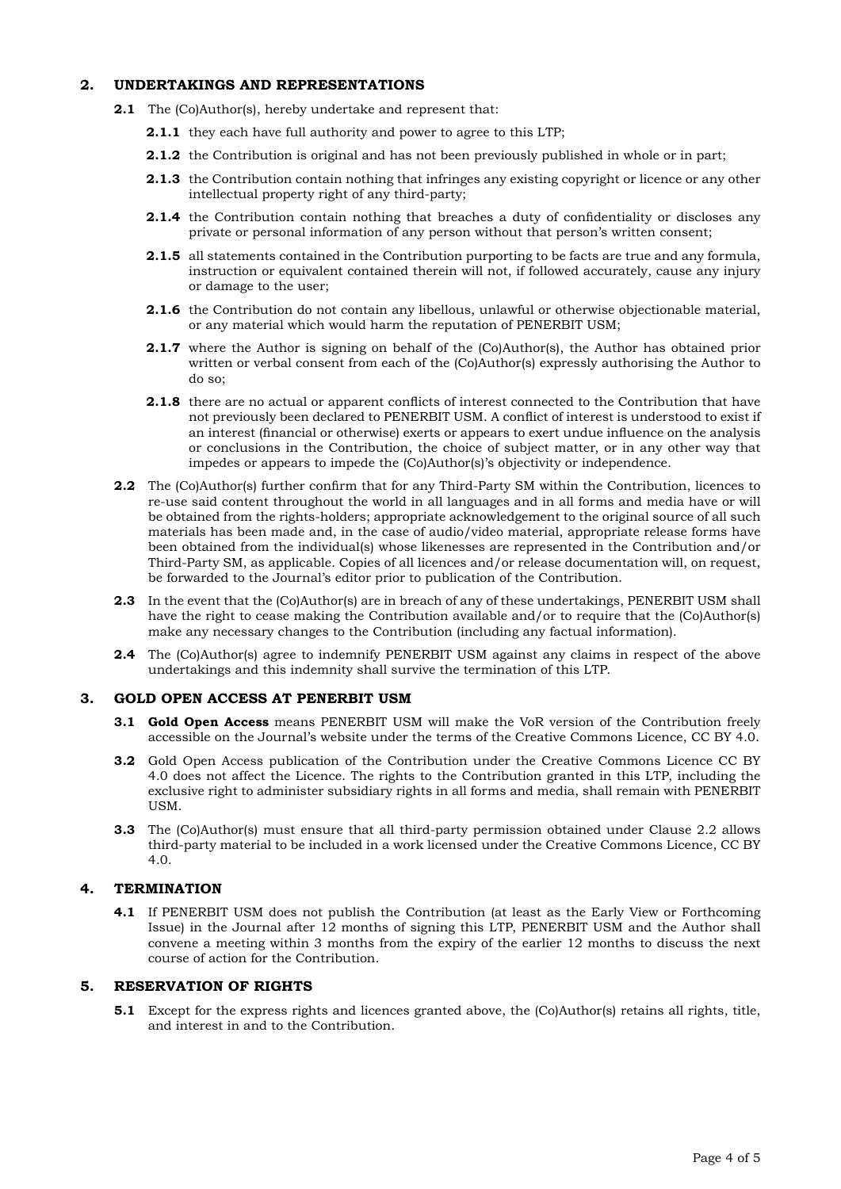## 2. UNDERTAKINGS AND REPRESENTATIONS

**2.1** The (Co)Author(s), hereby undertake and represent that:

**2.1.1** they each have full authority and power to agree to this LTP;

**2.1.2** the Contribution is original and has not been previously published in whole or in part;

**2.1.3** the Contribution contain nothing that infringes any existing copyright or licence or any other intellectual property right of any third-party;

**2.1.4** the Contribution contain nothing that breaches a duty of confidentiality or discloses any private or personal information of any person without that person's written consent;

**2.1.5** all statements contained in the Contribution purporting to be facts are true and any formula, instruction or equivalent contained therein will not, if followed accurately, cause any injury or damage to the user;

**2.1.6** the Contribution do not contain any libellous, unlawful or otherwise objectionable material, or any material which would harm the reputation of PENERBIT USM;

**2.1.7** where the Author is signing on behalf of the (Co)Author(s), the Author has obtained prior written or verbal consent from each of the (Co)Author(s) expressly authorising the Author to do so;

**2.1.8** there are no actual or apparent conflicts of interest connected to the Contribution that have not previously been declared to PENERBIT USM. A conflict of interest is understood to exist if an interest (financial or otherwise) exerts or appears to exert undue influence on the analysis or conclusions in the Contribution, the choice of subject matter, or in any other way that impedes or appears to impede the (Co)Author(s)'s objectivity or independence.

**2.2** The (Co)Author(s) further confirm that for any Third-Party SM within the Contribution, licences to re-use said content throughout the world in all languages and in all forms and media have or will be obtained from the rights-holders; appropriate acknowledgement to the original source of all such materials has been made and, in the case of audio/video material, appropriate release forms have been obtained from the individual(s) whose likenesses are represented in the Contribution and/or Third-Party SM, as applicable. Copies of all licences and/or release documentation will, on request, be forwarded to the Journal's editor prior to publication of the Contribution.

**2.3** In the event that the (Co)Author(s) are in breach of any of these undertakings, PENERBIT USM shall have the right to cease making the Contribution available and/or to require that the (Co)Author(s) make any necessary changes to the Contribution (including any factual information).

**2.4** The (Co)Author(s) agree to indemnify PENERBIT USM against any claims in respect of the above undertakings and this indemnity shall survive the termination of this LTP.

## 3. GOLD OPEN ACCESS AT PENERBIT USM

**3.1** **Gold Open Access** means PENERBIT USM will make the VoR version of the Contribution freely accessible on the Journal's website under the terms of the Creative Commons Licence, CC BY 4.0.

**3.2** Gold Open Access publication of the Contribution under the Creative Commons Licence CC BY 4.0 does not affect the Licence. The rights to the Contribution granted in this LTP, including the exclusive right to administer subsidiary rights in all forms and media, shall remain with PENERBIT USM.

**3.3** The (Co)Author(s) must ensure that all third-party permission obtained under Clause 2.2 allows third-party material to be included in a work licensed under the Creative Commons Licence, CC BY 4.0.

## 4. TERMINATION

**4.1** If PENERBIT USM does not publish the Contribution (at least as the Early View or Forthcoming Issue) in the Journal after 12 months of signing this LTP, PENERBIT USM and the Author shall convene a meeting within 3 months from the expiry of the earlier 12 months to discuss the next course of action for the Contribution.

## 5. RESERVATION OF RIGHTS

**5.1** Except for the express rights and licences granted above, the (Co)Author(s) retains all rights, title, and interest in and to the Contribution.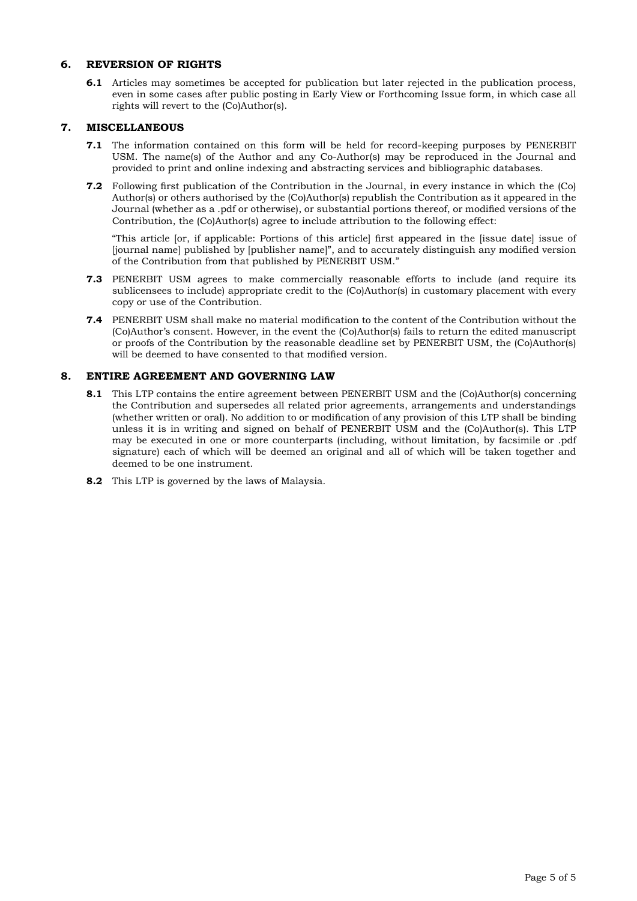## 6. REVERSION OF RIGHTS

**6.1** Articles may sometimes be accepted for publication but later rejected in the publication process, even in some cases after public posting in Early View or Forthcoming Issue form, in which case all rights will revert to the (Co)Author(s).

## 7. MISCELLANEOUS

**7.1** The information contained on this form will be held for record-keeping purposes by PENERBIT USM. The name(s) of the Author and any Co-Author(s) may be reproduced in the Journal and provided to print and online indexing and abstracting services and bibliographic databases.

**7.2** Following first publication of the Contribution in the Journal, in every instance in which the (Co) Author(s) or others authorised by the (Co)Author(s) republish the Contribution as it appeared in the Journal (whether as a .pdf or otherwise), or substantial portions thereof, or modified versions of the Contribution, the (Co)Author(s) agree to include attribution to the following effect:

"This article [or, if applicable: Portions of this article] first appeared in the [issue date] issue of [journal name] published by [publisher name]", and to accurately distinguish any modified version of the Contribution from that published by PENERBIT USM."

**7.3** PENERBIT USM agrees to make commercially reasonable efforts to include (and require its sublicensees to include) appropriate credit to the (Co)Author(s) in customary placement with every copy or use of the Contribution.

**7.4** PENERBIT USM shall make no material modification to the content of the Contribution without the (Co)Author's consent. However, in the event the (Co)Author(s) fails to return the edited manuscript or proofs of the Contribution by the reasonable deadline set by PENERBIT USM, the (Co)Author(s) will be deemed to have consented to that modified version.

## 8. ENTIRE AGREEMENT AND GOVERNING LAW

**8.1** This LTP contains the entire agreement between PENERBIT USM and the (Co)Author(s) concerning the Contribution and supersedes all related prior agreements, arrangements and understandings (whether written or oral). No addition to or modification of any provision of this LTP shall be binding unless it is in writing and signed on behalf of PENERBIT USM and the (Co)Author(s). This LTP may be executed in one or more counterparts (including, without limitation, by facsimile or .pdf signature) each of which will be deemed an original and all of which will be taken together and deemed to be one instrument.

**8.2** This LTP is governed by the laws of Malaysia.